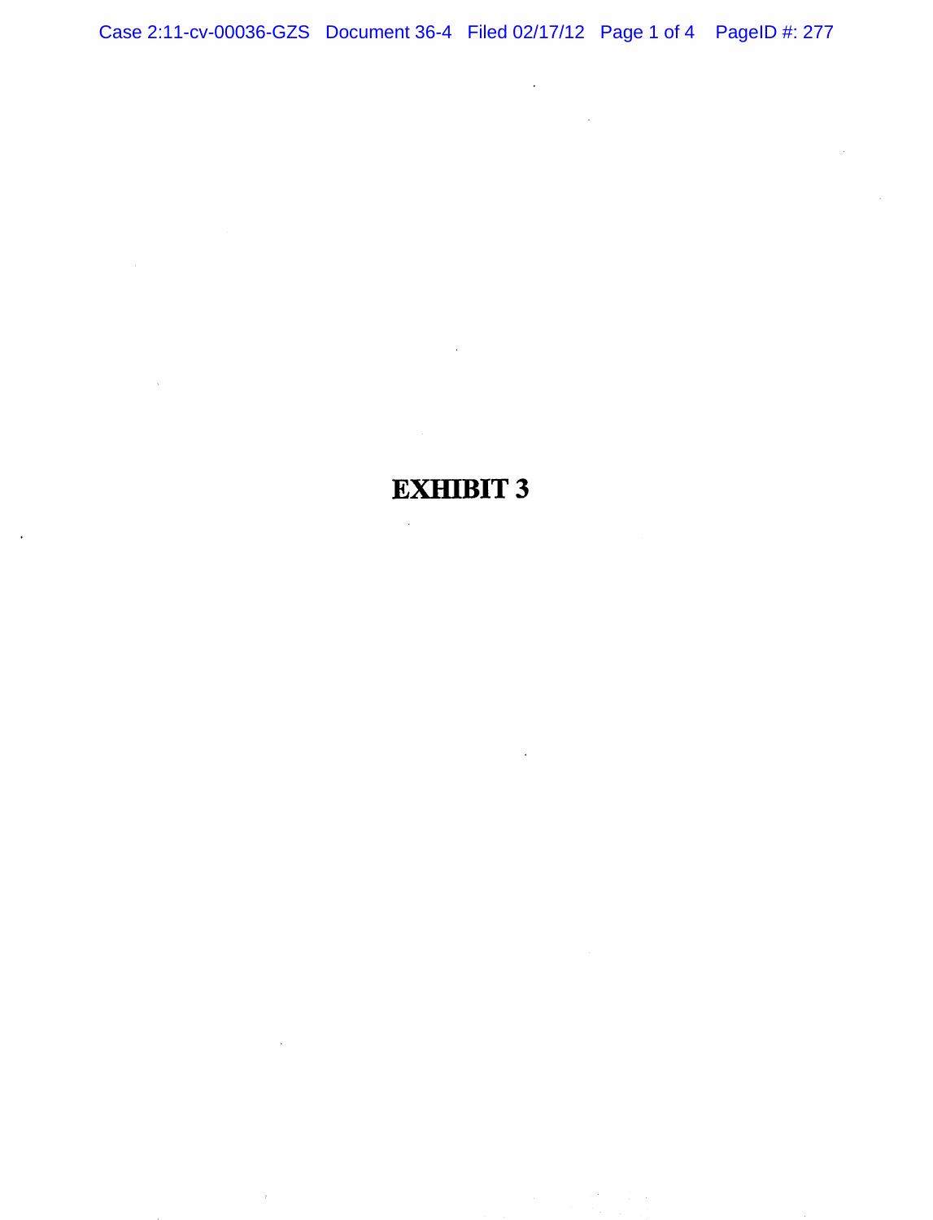# EXHIBIT 3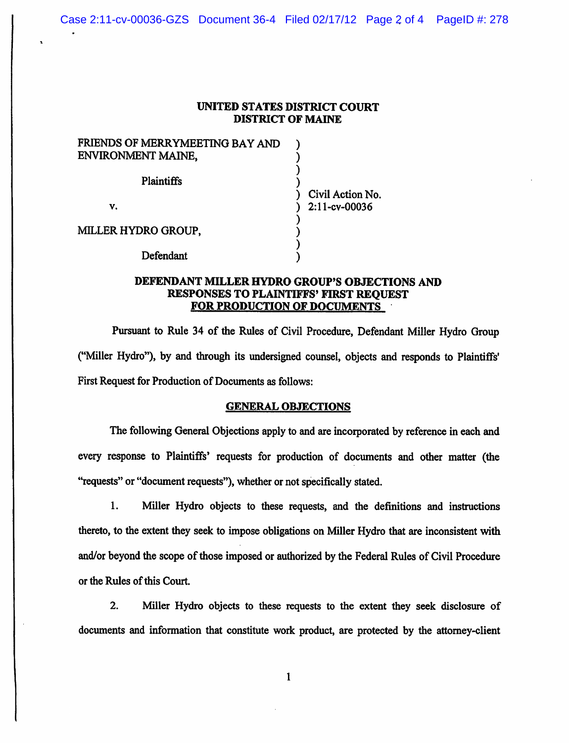**UNITED STATES DISTRICT COURT**
**DISTRICT OF MAINE**

| | | |
|---|---|---|
| FRIENDS OF MERRYMEETING BAY AND ENVIRONMENT MAINE, | ) | |
| Plaintiffs | ) | Civil Action No. 2:11-cv-00036 |
| v. | ) | |
| MILLER HYDRO GROUP, | ) | |
| Defendant | ) | |

**DEFENDANT MILLER HYDRO GROUP'S OBJECTIONS AND RESPONSES TO PLAINTIFFS' FIRST REQUEST FOR PRODUCTION OF DOCUMENTS**

Pursuant to Rule 34 of the Rules of Civil Procedure, Defendant Miller Hydro Group ("Miller Hydro"), by and through its undersigned counsel, objects and responds to Plaintiffs' First Request for Production of Documents as follows:

**GENERAL OBJECTIONS**

The following General Objections apply to and are incorporated by reference in each and every response to Plaintiffs' requests for production of documents and other matter (the "requests" or "document requests"), whether or not specifically stated.

1. Miller Hydro objects to these requests, and the definitions and instructions thereto, to the extent they seek to impose obligations on Miller Hydro that are inconsistent with and/or beyond the scope of those imposed or authorized by the Federal Rules of Civil Procedure or the Rules of this Court.

2. Miller Hydro objects to these requests to the extent they seek disclosure of documents and information that constitute work product, are protected by the attorney-client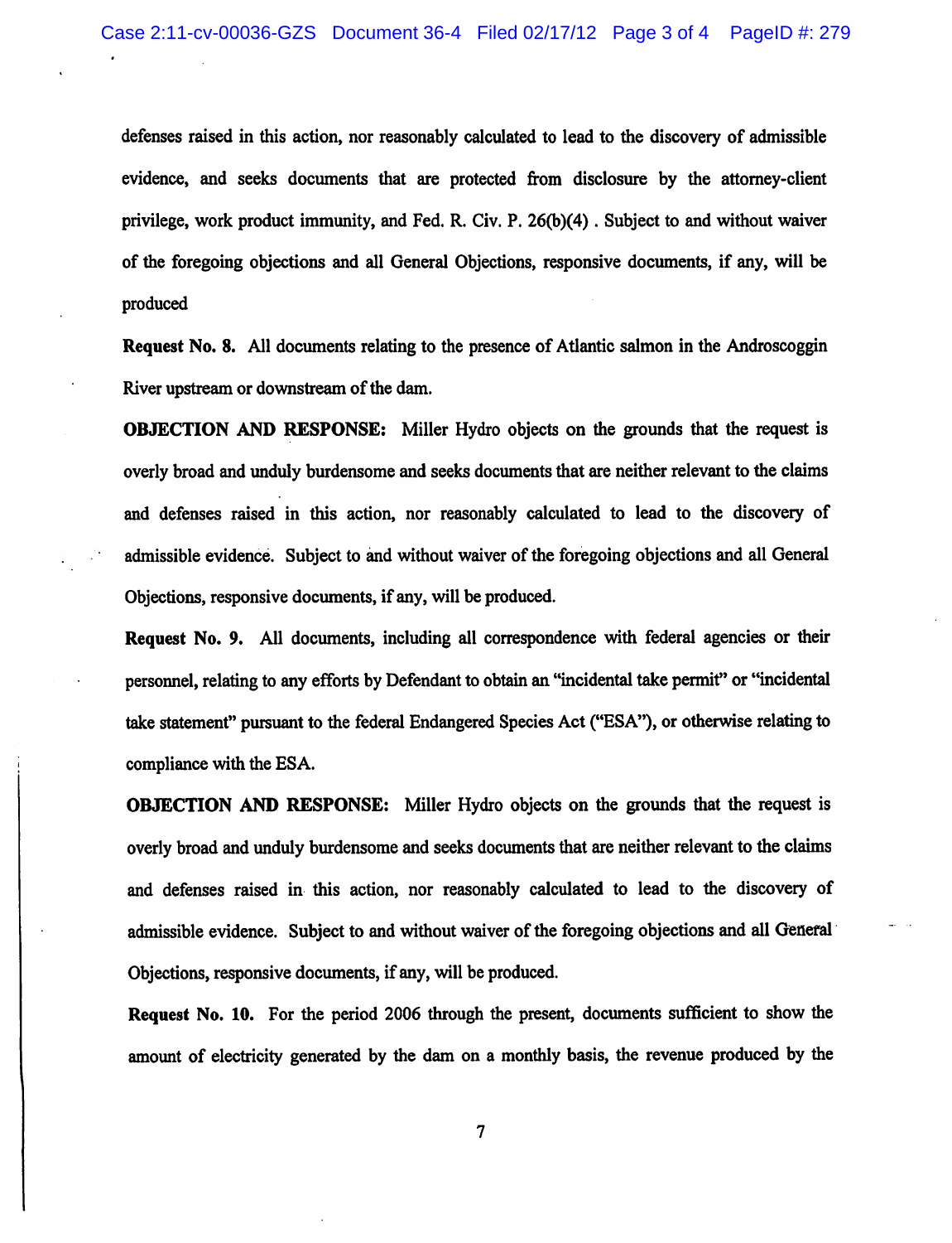defenses raised in this action, nor reasonably calculated to lead to the discovery of admissible evidence, and seeks documents that are protected from disclosure by the attorney-client privilege, work product immunity, and Fed. R. Civ. P. 26(b)(4) . Subject to and without waiver of the foregoing objections and all General Objections, responsive documents, if any, will be produced

**Request No. 8.** All documents relating to the presence of Atlantic salmon in the Androscoggin River upstream or downstream of the dam.

**OBJECTION AND RESPONSE:** Miller Hydro objects on the grounds that the request is overly broad and unduly burdensome and seeks documents that are neither relevant to the claims and defenses raised in this action, nor reasonably calculated to lead to the discovery of admissible evidence. Subject to and without waiver of the foregoing objections and all General Objections, responsive documents, if any, will be produced.

**Request No. 9.** All documents, including all correspondence with federal agencies or their personnel, relating to any efforts by Defendant to obtain an "incidental take permit" or "incidental take statement" pursuant to the federal Endangered Species Act ("ESA"), or otherwise relating to compliance with the ESA.

**OBJECTION AND RESPONSE:** Miller Hydro objects on the grounds that the request is overly broad and unduly burdensome and seeks documents that are neither relevant to the claims and defenses raised in this action, nor reasonably calculated to lead to the discovery of admissible evidence. Subject to and without waiver of the foregoing objections and all General Objections, responsive documents, if any, will be produced.

**Request No. 10.** For the period 2006 through the present, documents sufficient to show the amount of electricity generated by the dam on a monthly basis, the revenue produced by the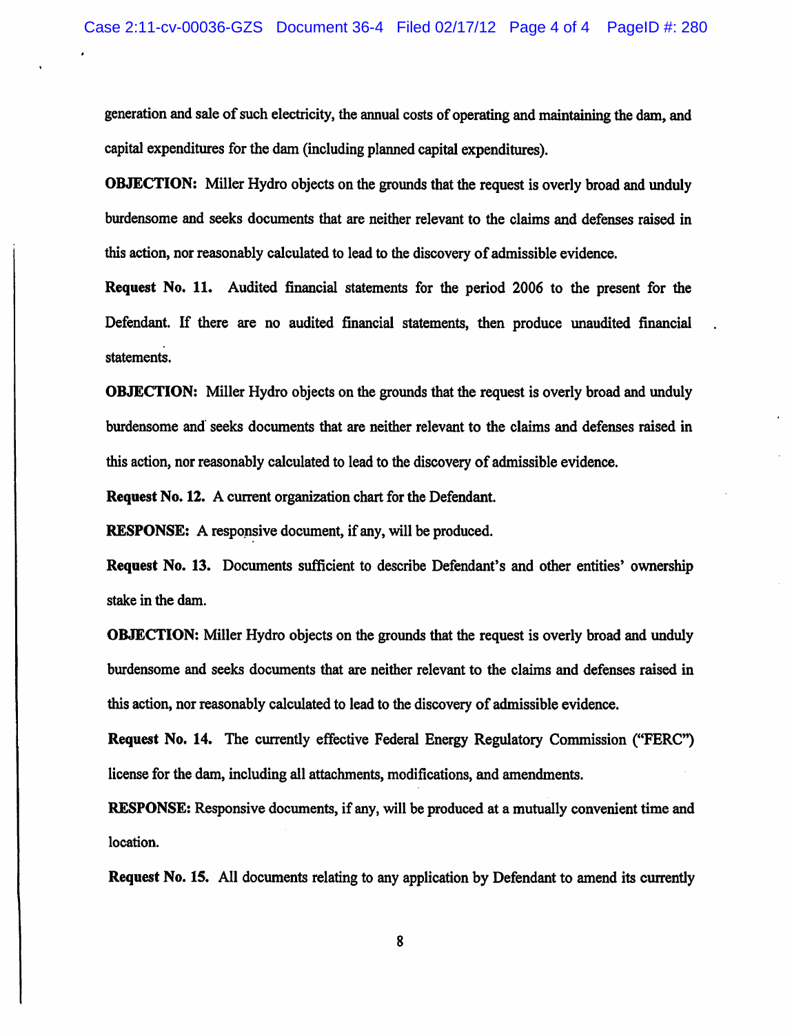generation and sale of such electricity, the annual costs of operating and maintaining the dam, and capital expenditures for the dam (including planned capital expenditures).

**OBJECTION:** Miller Hydro objects on the grounds that the request is overly broad and unduly burdensome and seeks documents that are neither relevant to the claims and defenses raised in this action, nor reasonably calculated to lead to the discovery of admissible evidence.

**Request No. 11.** Audited financial statements for the period 2006 to the present for the Defendant. If there are no audited financial statements, then produce unaudited financial statements.

**OBJECTION:** Miller Hydro objects on the grounds that the request is overly broad and unduly burdensome and seeks documents that are neither relevant to the claims and defenses raised in this action, nor reasonably calculated to lead to the discovery of admissible evidence.

**Request No. 12.** A current organization chart for the Defendant.

**RESPONSE:** A responsive document, if any, will be produced.

**Request No. 13.** Documents sufficient to describe Defendant's and other entities' ownership stake in the dam.

**OBJECTION:** Miller Hydro objects on the grounds that the request is overly broad and unduly burdensome and seeks documents that are neither relevant to the claims and defenses raised in this action, nor reasonably calculated to lead to the discovery of admissible evidence.

**Request No. 14.** The currently effective Federal Energy Regulatory Commission ("FERC") license for the dam, including all attachments, modifications, and amendments.

**RESPONSE:** Responsive documents, if any, will be produced at a mutually convenient time and location.

**Request No. 15.** All documents relating to any application by Defendant to amend its currently